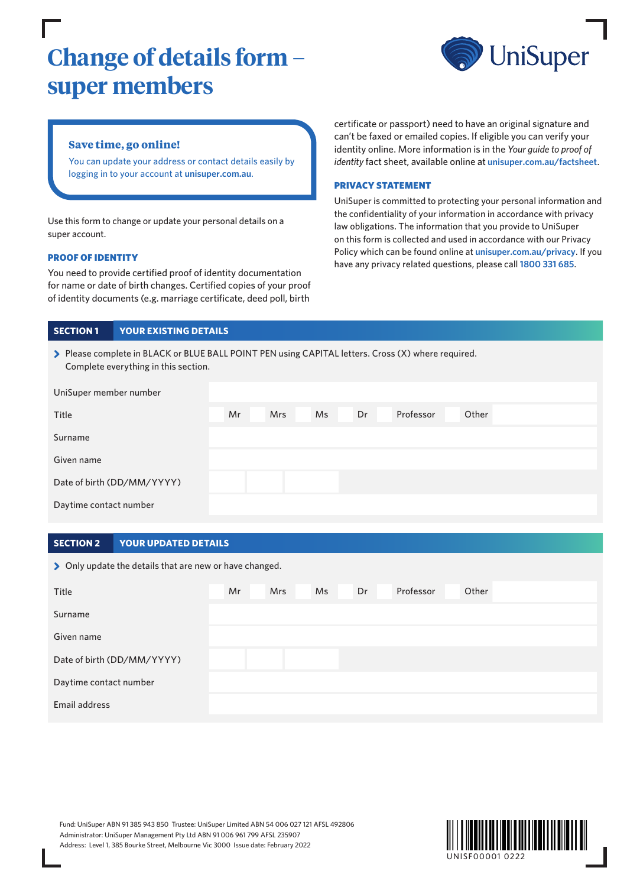# Change of details form – super members

UniSuper

**Save time, go online!**

You can update your address or contact details easily by logging in to your account at **unisuper.com.au**.

Use this form to change or update your personal details on a super account.

### PROOF OF IDENTITY

You need to provide certified proof of identity documentation for name or date of birth changes. Certified copies of your proof of identity documents (e.g. marriage certificate, deed poll, birth certificate or passport) need to have an original signature and can't be faxed or emailed copies. If eligible you can verify your identity online. More information is in the *Your guide to proof of identity* fact sheet, available online at **unisuper.com.au/factsheet**.

### PRIVACY STATEMENT

UniSuper is committed to protecting your personal information and the confidentiality of your information in accordance with privacy law obligations. The information that you provide to UniSuper on this form is collected and used in accordance with our Privacy Policy which can be found online at **unisuper.com.au/privacy**. If you have any privacy related questions, please call **1800 331 685**.

## SECTION 1 YOUR EXISTING DETAILS

> Please complete in BLACK or BLUE BALL POINT PEN using CAPITAL letters. Cross (X) where required. Complete everything in this section.

| | |
|---|---|
| UniSuper member number | |
| Title | ☐ Mr ☐ Mrs ☐ Ms ☐ Dr ☐ Professor ☐ Other |
| Surname | |
| Given name | |
| Date of birth (DD/MM/YYYY) | |
| Daytime contact number | |

## SECTION 2 YOUR UPDATED DETAILS

> Only update the details that are new or have changed.

| | |
|---|---|
| Title | ☐ Mr ☐ Mrs ☐ Ms ☐ Dr ☐ Professor ☐ Other |
| Surname | |
| Given name | |
| Date of birth (DD/MM/YYYY) | |
| Daytime contact number | |
| Email address | |

Fund: UniSuper ABN 91 385 943 850 Trustee: UniSuper Limited ABN 54 006 027 121 AFSL 492806
Administrator: UniSuper Management Pty Ltd ABN 91 006 961 799 AFSL 235907
Address: Level 1, 385 Bourke Street, Melbourne Vic 3000 Issue date: February 2022

UNISF00001 0222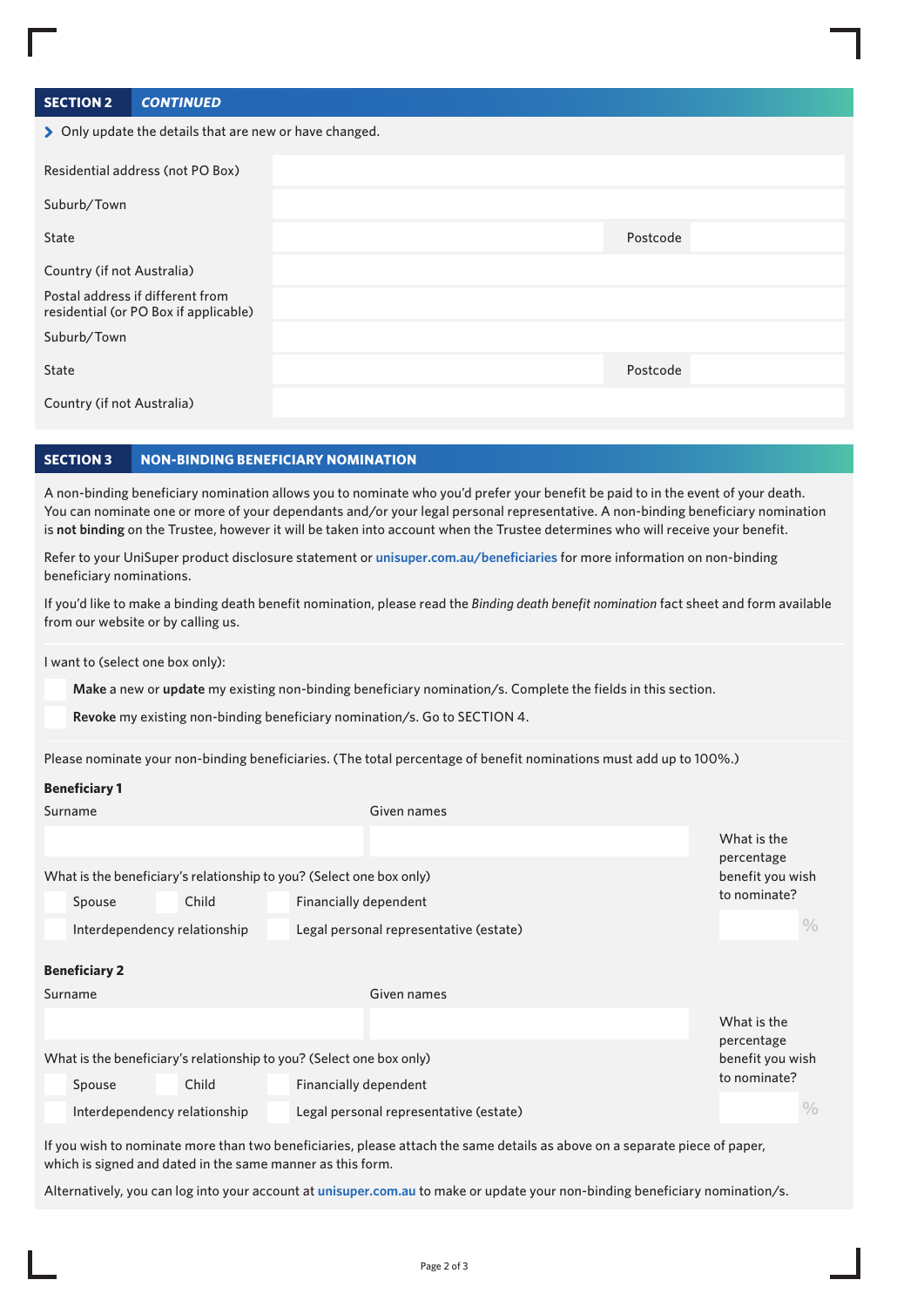## SECTION 2 CONTINUED

> Only update the details that are new or have changed.

| | | | |
|---|---|---|---|
| Residential address (not PO Box) | | | |
| Suburb/Town | | | |
| State | | Postcode | |
| Country (if not Australia) | | | |
| Postal address if different from residential (or PO Box if applicable) | | | |
| Suburb/Town | | | |
| State | | Postcode | |
| Country (if not Australia) | | | |

## SECTION 3 NON-BINDING BENEFICIARY NOMINATION

A non-binding beneficiary nomination allows you to nominate who you'd prefer your benefit be paid to in the event of your death. You can nominate one or more of your dependants and/or your legal personal representative. A non-binding beneficiary nomination is **not binding** on the Trustee, however it will be taken into account when the Trustee determines who will receive your benefit.

Refer to your UniSuper product disclosure statement or **unisuper.com.au/beneficiaries** for more information on non-binding beneficiary nominations.

If you'd like to make a binding death benefit nomination, please read the *Binding death benefit nomination* fact sheet and form available from our website or by calling us.

I want to (select one box only):

- ☐ **Make** a new or **update** my existing non-binding beneficiary nomination/s. Complete the fields in this section.
- ☐ **Revoke** my existing non-binding beneficiary nomination/s. Go to SECTION 4.

Please nominate your non-binding beneficiaries. (The total percentage of benefit nominations must add up to 100%.)

**Beneficiary 1**

Surname ____________ Given names ____________

What is the beneficiary's relationship to you? (Select one box only)

- ☐ Spouse
- ☐ Child
- ☐ Financially dependent
- ☐ Interdependency relationship
- ☐ Legal personal representative (estate)

What is the percentage benefit you wish to nominate? ______ %

**Beneficiary 2**

Surname ____________ Given names ____________

What is the beneficiary's relationship to you? (Select one box only)

- ☐ Spouse
- ☐ Child
- ☐ Financially dependent
- ☐ Interdependency relationship
- ☐ Legal personal representative (estate)

What is the percentage benefit you wish to nominate? ______ %

If you wish to nominate more than two beneficiaries, please attach the same details as above on a separate piece of paper, which is signed and dated in the same manner as this form.

Alternatively, you can log into your account at **unisuper.com.au** to make or update your non-binding beneficiary nomination/s.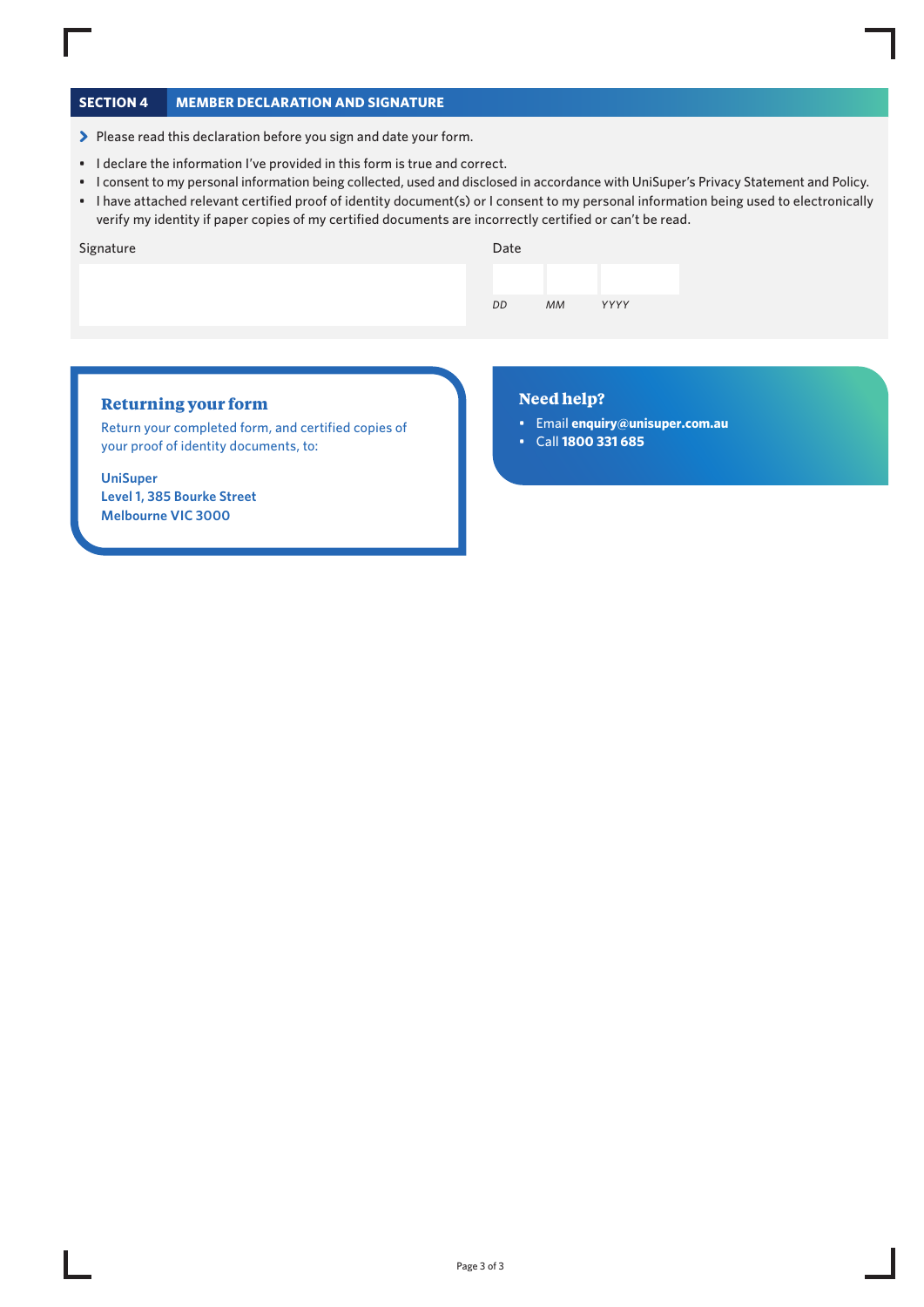## SECTION 4 MEMBER DECLARATION AND SIGNATURE

> Please read this declaration before you sign and date your form.

- I declare the information I've provided in this form is true and correct.
- I consent to my personal information being collected, used and disclosed in accordance with UniSuper's Privacy Statement and Policy.
- I have attached relevant certified proof of identity document(s) or I consent to my personal information being used to electronically verify my identity if paper copies of my certified documents are incorrectly certified or can't be read.

Signature

Date

*DD* *MM* *YYYY*

### Returning your form

Return your completed form, and certified copies of your proof of identity documents, to:

**UniSuper**
**Level 1, 385 Bourke Street**
**Melbourne VIC 3000**

### Need help?

- Email **enquiry@unisuper.com.au**
- Call **1800 331 685**